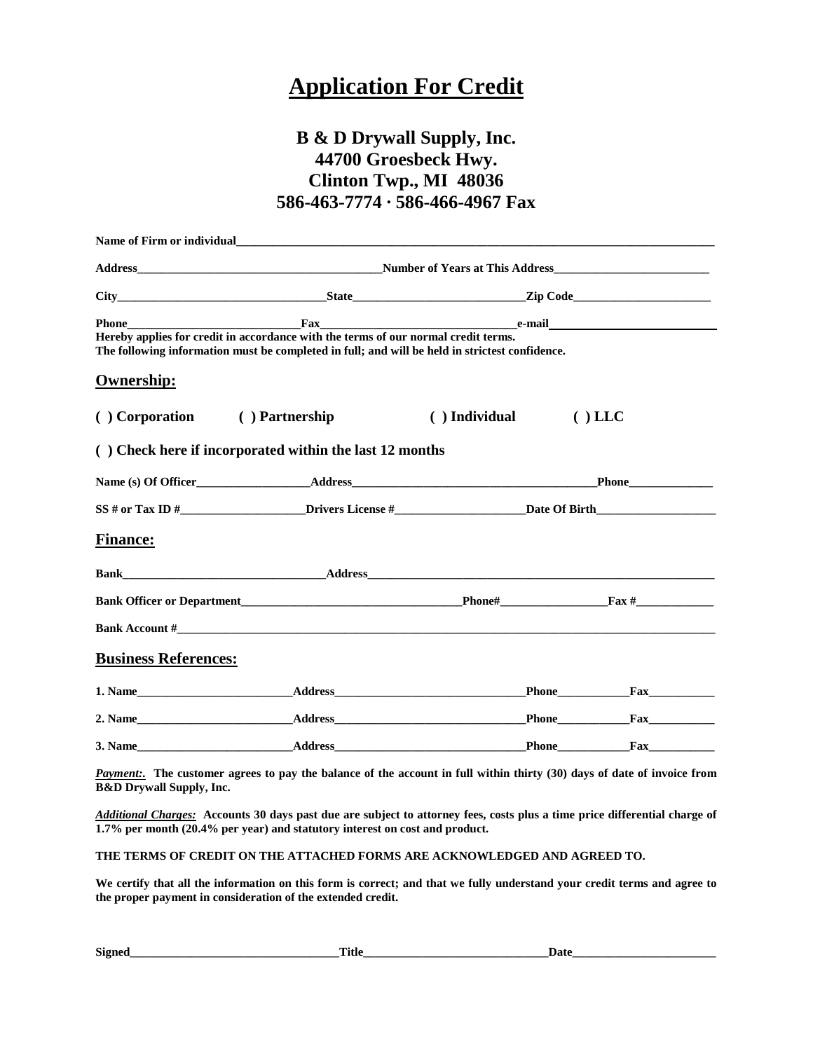# Application For Credit

## B & D Drywall Supply, Inc.
## 44700 Groesbeck Hwy.
## Clinton Twp., MI 48036
## 586-463-7774 · 586-466-4967 Fax

**Name of Firm or individual**\_\_\_\_\_\_\_\_\_\_\_\_\_\_\_\_\_\_\_\_\_\_\_\_\_\_\_\_\_\_\_\_\_\_\_\_\_\_\_\_\_\_\_\_\_\_\_\_

**Address**\_\_\_\_\_\_\_\_\_\_\_\_\_\_\_\_\_\_\_\_\_\_\_\_\_\_\_\_\_\_ **Number of Years at This Address**\_\_\_\_\_\_\_\_\_\_\_\_\_\_\_\_\_\_\_\_

**City**\_\_\_\_\_\_\_\_\_\_\_\_\_\_\_\_\_\_\_\_\_\_\_\_\_\_ **State**\_\_\_\_\_\_\_\_\_\_\_\_\_\_\_\_\_\_\_\_\_\_ **Zip Code**\_\_\_\_\_\_\_\_\_\_\_\_\_\_\_\_\_\_

**Phone**\_\_\_\_\_\_\_\_\_\_\_\_\_\_\_\_\_\_\_\_\_\_ **Fax**\_\_\_\_\_\_\_\_\_\_\_\_\_\_\_\_\_\_\_\_\_\_\_\_\_\_ **e-mail**\_\_\_\_\_\_\_\_\_\_\_\_\_\_\_\_\_\_\_\_\_\_

**Hereby applies for credit in accordance with the terms of our normal credit terms.**
**The following information must be completed in full; and will be held in strictest confidence.**

## Ownership:

**( ) Corporation ( ) Partnership ( ) Individual ( ) LLC**

**( ) Check here if incorporated within the last 12 months**

**Name (s) Of Officer**\_\_\_\_\_\_\_\_\_\_\_\_\_\_\_ **Address**\_\_\_\_\_\_\_\_\_\_\_\_\_\_\_\_\_\_\_\_\_\_\_\_\_\_\_\_\_\_\_\_ **Phone**\_\_\_\_\_\_\_\_\_\_\_

**SS # or Tax ID #**\_\_\_\_\_\_\_\_\_\_\_\_\_\_\_\_\_ **Drivers License #**\_\_\_\_\_\_\_\_\_\_\_\_\_\_\_\_\_ **Date Of Birth**\_\_\_\_\_\_\_\_\_\_\_\_\_\_\_

## Finance:

**Bank**\_\_\_\_\_\_\_\_\_\_\_\_\_\_\_\_\_\_\_\_\_\_\_\_\_\_ **Address**\_\_\_\_\_\_\_\_\_\_\_\_\_\_\_\_\_\_\_\_\_\_\_\_\_\_\_\_\_\_\_\_\_\_\_\_\_\_\_\_\_\_\_\_\_\_

**Bank Officer or Department**\_\_\_\_\_\_\_\_\_\_\_\_\_\_\_\_\_\_\_\_\_\_\_\_\_\_\_\_\_ **Phone#**\_\_\_\_\_\_\_\_\_\_\_\_\_\_ **Fax #**\_\_\_\_\_\_\_\_\_\_

**Bank Account #**\_\_\_\_\_\_\_\_\_\_\_\_\_\_\_\_\_\_\_\_\_\_\_\_\_\_\_\_\_\_\_\_\_\_\_\_\_\_\_\_\_\_\_\_\_\_\_\_\_\_\_\_\_\_\_\_\_\_\_\_\_\_\_\_\_\_\_\_\_\_\_

## Business References:

**1. Name**\_\_\_\_\_\_\_\_\_\_\_\_\_\_\_\_\_\_\_\_ **Address**\_\_\_\_\_\_\_\_\_\_\_\_\_\_\_\_\_\_\_\_\_\_\_\_\_ **Phone**\_\_\_\_\_\_\_\_\_ **Fax**\_\_\_\_\_\_\_\_

**2. Name**\_\_\_\_\_\_\_\_\_\_\_\_\_\_\_\_\_\_\_\_ **Address**\_\_\_\_\_\_\_\_\_\_\_\_\_\_\_\_\_\_\_\_\_\_\_\_\_ **Phone**\_\_\_\_\_\_\_\_\_ **Fax**\_\_\_\_\_\_\_\_

**3. Name**\_\_\_\_\_\_\_\_\_\_\_\_\_\_\_\_\_\_\_\_ **Address**\_\_\_\_\_\_\_\_\_\_\_\_\_\_\_\_\_\_\_\_\_\_\_\_\_ **Phone**\_\_\_\_\_\_\_\_\_ **Fax**\_\_\_\_\_\_\_\_

***Payment:.*** **The customer agrees to pay the balance of the account in full within thirty (30) days of date of invoice from B&D Drywall Supply, Inc.**

***Additional Charges:*** **Accounts 30 days past due are subject to attorney fees, costs plus a time price differential charge of 1.7% per month (20.4% per year) and statutory interest on cost and product.**

**THE TERMS OF CREDIT ON THE ATTACHED FORMS ARE ACKNOWLEDGED AND AGREED TO.**

**We certify that all the information on this form is correct; and that we fully understand your credit terms and agree to the proper payment in consideration of the extended credit.**

**Signed**\_\_\_\_\_\_\_\_\_\_\_\_\_\_\_\_\_\_\_\_\_\_\_\_\_\_\_ **Title**\_\_\_\_\_\_\_\_\_\_\_\_\_\_\_\_\_\_\_\_\_\_\_\_ **Date**\_\_\_\_\_\_\_\_\_\_\_\_\_\_\_\_\_\_\_\_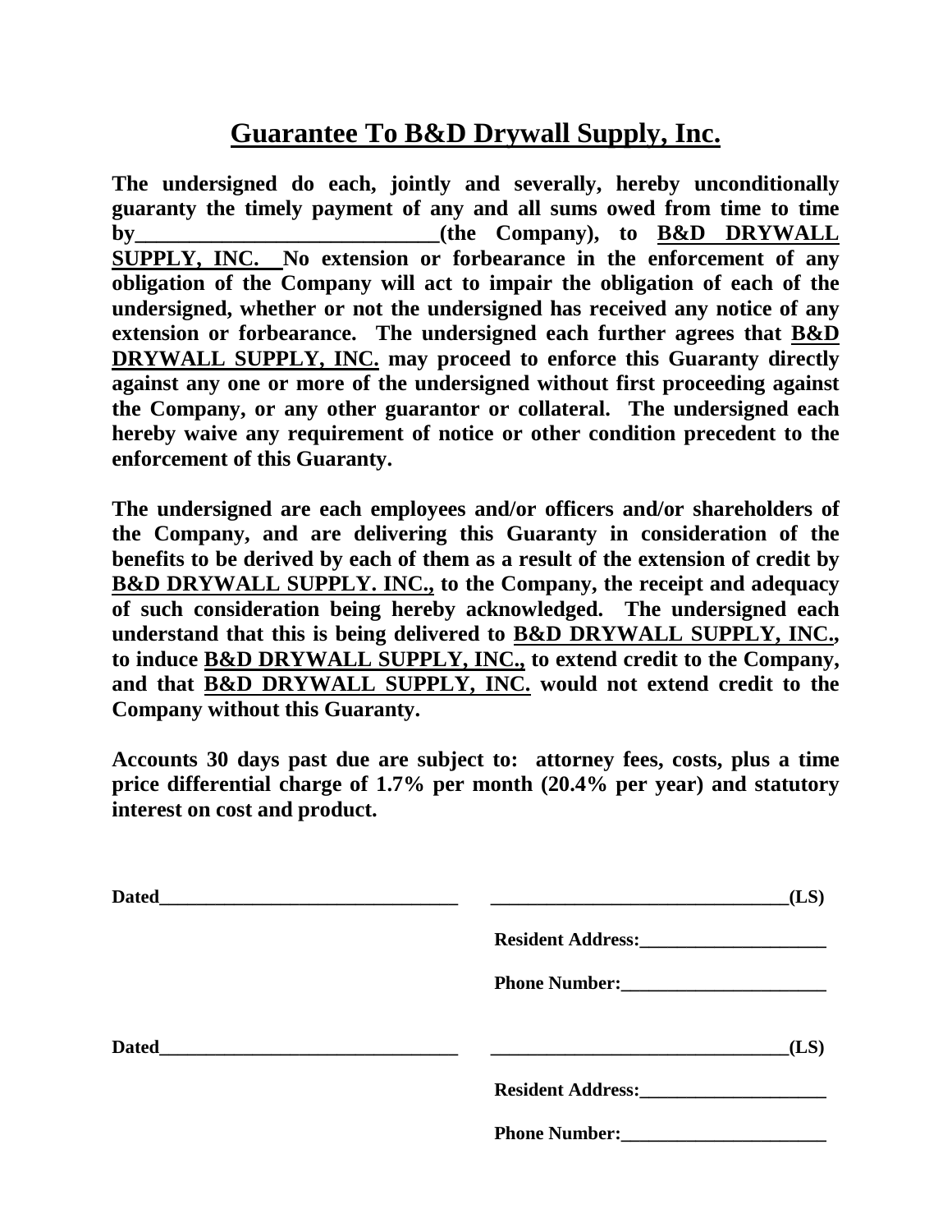# Guarantee To B&D Drywall Supply, Inc.

**The undersigned do each, jointly and severally, hereby unconditionally guaranty the timely payment of any and all sums owed from time to time by____________________________(the Company), to B&D DRYWALL SUPPLY, INC. No extension or forbearance in the enforcement of any obligation of the Company will act to impair the obligation of each of the undersigned, whether or not the undersigned has received any notice of any extension or forbearance. The undersigned each further agrees that B&D DRYWALL SUPPLY, INC. may proceed to enforce this Guaranty directly against any one or more of the undersigned without first proceeding against the Company, or any other guarantor or collateral. The undersigned each hereby waive any requirement of notice or other condition precedent to the enforcement of this Guaranty.**

**The undersigned are each employees and/or officers and/or shareholders of the Company, and are delivering this Guaranty in consideration of the benefits to be derived by each of them as a result of the extension of credit by B&D DRYWALL SUPPLY. INC., to the Company, the receipt and adequacy of such consideration being hereby acknowledged. The undersigned each understand that this is being delivered to B&D DRYWALL SUPPLY, INC., to induce B&D DRYWALL SUPPLY, INC., to extend credit to the Company, and that B&D DRYWALL SUPPLY, INC. would not extend credit to the Company without this Guaranty.**

**Accounts 30 days past due are subject to: attorney fees, costs, plus a time price differential charge of 1.7% per month (20.4% per year) and statutory interest on cost and product.**

**Dated________________________________** **________________________________(LS)**

**Resident Address:____________________**

**Phone Number:______________________**

**Dated________________________________** **________________________________(LS)**

**Resident Address:____________________**

**Phone Number:______________________**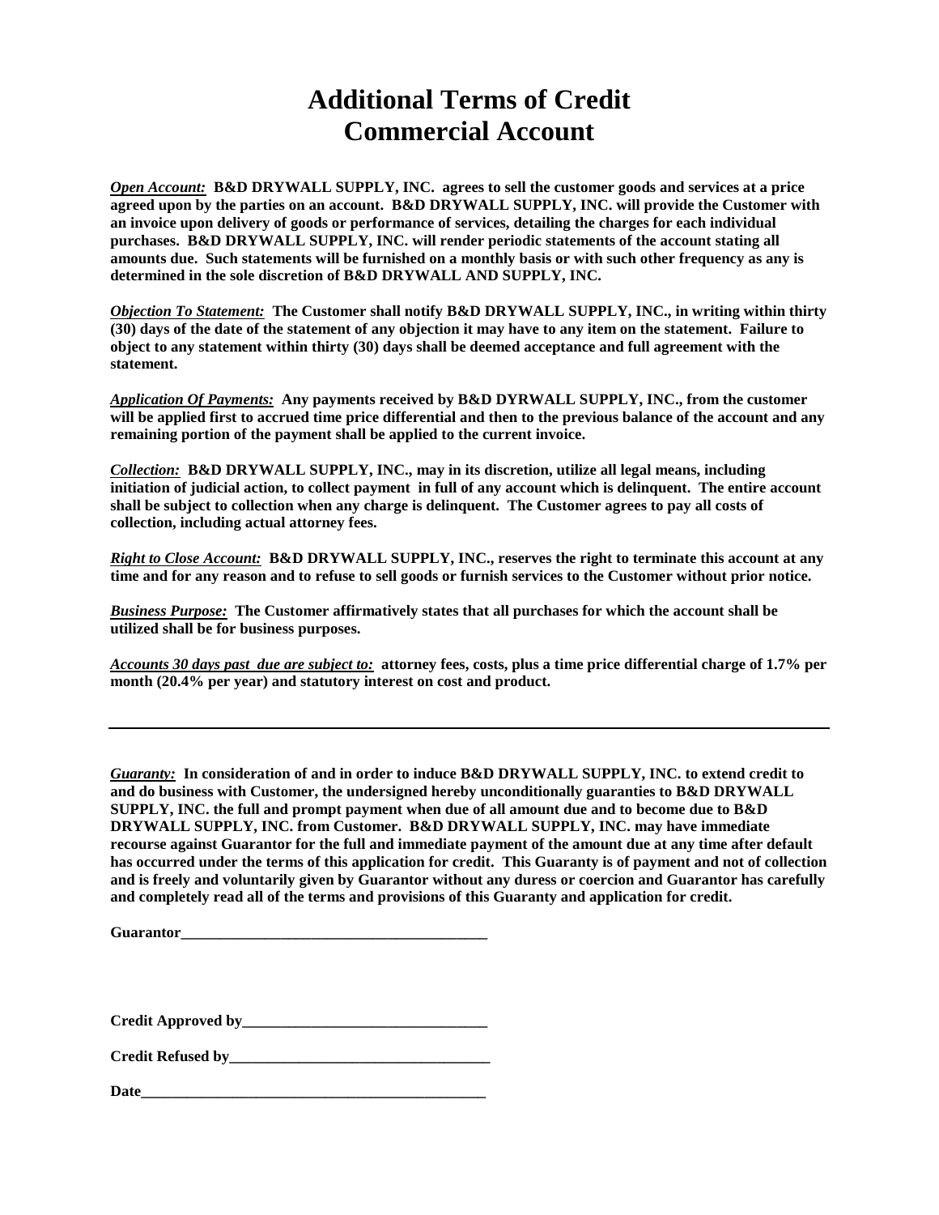# Additional Terms of Credit
# Commercial Account

***Open Account:*** **B&D DRYWALL SUPPLY, INC. agrees to sell the customer goods and services at a price agreed upon by the parties on an account. B&D DRYWALL SUPPLY, INC. will provide the Customer with an invoice upon delivery of goods or performance of services, detailing the charges for each individual purchases. B&D DRYWALL SUPPLY, INC. will render periodic statements of the account stating all amounts due. Such statements will be furnished on a monthly basis or with such other frequency as any is determined in the sole discretion of B&D DRYWALL AND SUPPLY, INC.**

***Objection To Statement:*** **The Customer shall notify B&D DRYWALL SUPPLY, INC., in writing within thirty (30) days of the date of the statement of any objection it may have to any item on the statement. Failure to object to any statement within thirty (30) days shall be deemed acceptance and full agreement with the statement.**

***Application Of Payments:*** **Any payments received by B&D DYRWALL SUPPLY, INC., from the customer will be applied first to accrued time price differential and then to the previous balance of the account and any remaining portion of the payment shall be applied to the current invoice.**

***Collection:*** **B&D DRYWALL SUPPLY, INC., may in its discretion, utilize all legal means, including initiation of judicial action, to collect payment in full of any account which is delinquent. The entire account shall be subject to collection when any charge is delinquent. The Customer agrees to pay all costs of collection, including actual attorney fees.**

***Right to Close Account:*** **B&D DRYWALL SUPPLY, INC., reserves the right to terminate this account at any time and for any reason and to refuse to sell goods or furnish services to the Customer without prior notice.**

***Business Purpose:*** **The Customer affirmatively states that all purchases for which the account shall be utilized shall be for business purposes.**

***Accounts 30 days past due are subject to:*** **attorney fees, costs, plus a time price differential charge of 1.7% per month (20.4% per year) and statutory interest on cost and product.**

---

***Guaranty:*** **In consideration of and in order to induce B&D DRYWALL SUPPLY, INC. to extend credit to and do business with Customer, the undersigned hereby unconditionally guaranties to B&D DRYWALL SUPPLY, INC. the full and prompt payment when due of all amount due and to become due to B&D DRYWALL SUPPLY, INC. from Customer. B&D DRYWALL SUPPLY, INC. may have immediate recourse against Guarantor for the full and immediate payment of the amount due at any time after default has occurred under the terms of this application for credit. This Guaranty is of payment and not of collection and is freely and voluntarily given by Guarantor without any duress or coercion and Guarantor has carefully and completely read all of the terms and provisions of this Guaranty and application for credit.**

**Guarantor__________________________________________**

**Credit Approved by________________________________**

**Credit Refused by__________________________________**

**Date_______________________________________________**